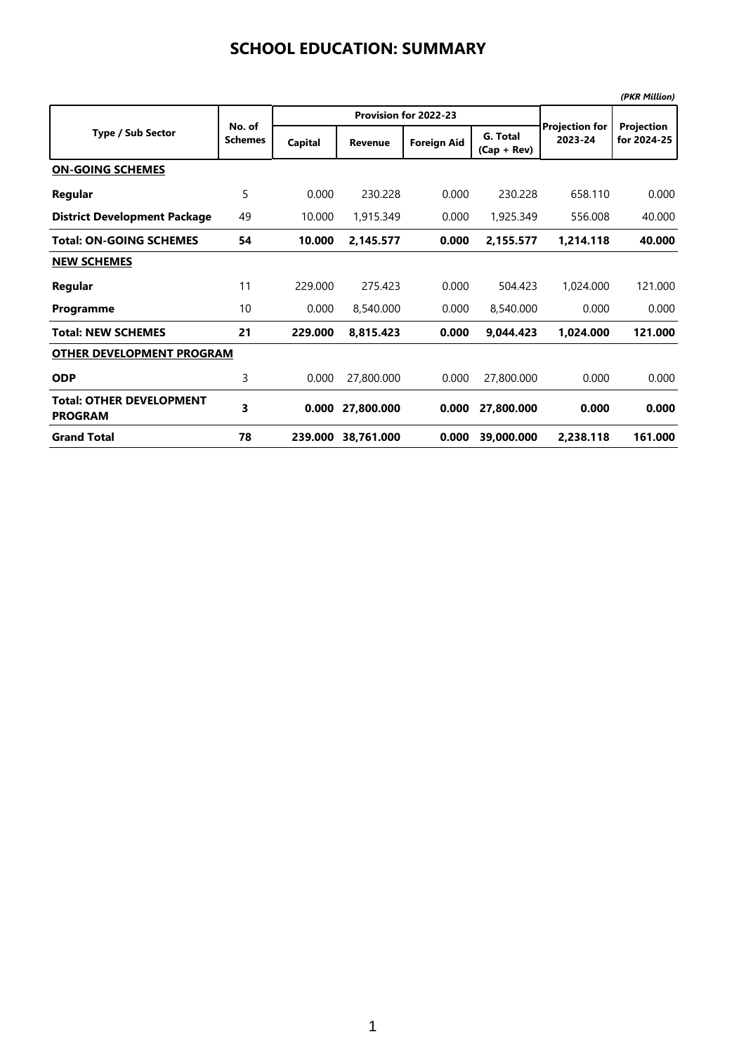# SCHOOL EDUCATION: SUMMARY

*(PKR Million)*

| Type / Sub Sector | No. of Schemes | Provision for 2022-23 | | | | Projection for 2023-24 | Projection for 2024-25 |
|---|---|---|---|---|---|---|---|
| | | Capital | Revenue | Foreign Aid | G. Total (Cap + Rev) | | |
| **ON-GOING SCHEMES** | | | | | | | |
| **Regular** | 5 | 0.000 | 230.228 | 0.000 | 230.228 | 658.110 | 0.000 |
| **District Development Package** | 49 | 10.000 | 1,915.349 | 0.000 | 1,925.349 | 556.008 | 40.000 |
| **Total: ON-GOING SCHEMES** | **54** | **10.000** | **2,145.577** | **0.000** | **2,155.577** | **1,214.118** | **40.000** |
| **NEW SCHEMES** | | | | | | | |
| **Regular** | 11 | 229.000 | 275.423 | 0.000 | 504.423 | 1,024.000 | 121.000 |
| **Programme** | 10 | 0.000 | 8,540.000 | 0.000 | 8,540.000 | 0.000 | 0.000 |
| **Total: NEW SCHEMES** | **21** | **229.000** | **8,815.423** | **0.000** | **9,044.423** | **1,024.000** | **121.000** |
| **OTHER DEVELOPMENT PROGRAM** | | | | | | | |
| **ODP** | 3 | 0.000 | 27,800.000 | 0.000 | 27,800.000 | 0.000 | 0.000 |
| **Total: OTHER DEVELOPMENT PROGRAM** | **3** | **0.000** | **27,800.000** | **0.000** | **27,800.000** | **0.000** | **0.000** |
| **Grand Total** | **78** | **239.000** | **38,761.000** | **0.000** | **39,000.000** | **2,238.118** | **161.000** |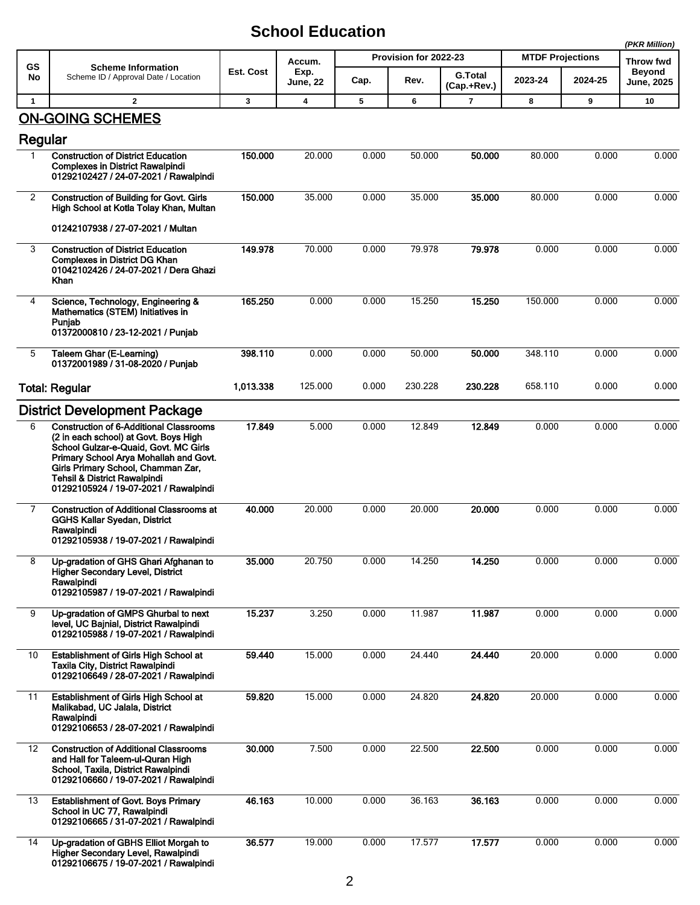# School Education

*(PKR Million)*

| GS No | Scheme Information<br>Scheme ID / Approval Date / Location | Est. Cost | Accum. Exp. June, 22 | Provision for 2022-23 | | | MTDF Projections | | Throw fwd Beyond June, 2025 |
|---|---|---|---|---|---|---|---|---|---|
| | | | | Cap. | Rev. | G.Total (Cap.+Rev.) | 2023-24 | 2024-25 | |
| 1 | 2 | 3 | 4 | 5 | 6 | 7 | 8 | 9 | 10 |
| **ON-GOING SCHEMES** | | | | | | | | | |
| **Regular** | | | | | | | | | |
| 1 | **Construction of District Education Complexes in District Rawalpindi**<br>**01292102427 / 24-07-2021 / Rawalpindi** | **150.000** | 20.000 | 0.000 | 50.000 | **50.000** | 80.000 | 0.000 | 0.000 |
| 2 | **Construction of Building for Govt. Girls High School at Kotla Tolay Khan, Multan**<br>**01242107938 / 27-07-2021 / Multan** | **150.000** | 35.000 | 0.000 | 35.000 | **35.000** | 80.000 | 0.000 | 0.000 |
| 3 | **Construction of District Education Complexes in District DG Khan**<br>**01042102426 / 24-07-2021 / Dera Ghazi Khan** | **149.978** | 70.000 | 0.000 | 79.978 | **79.978** | 0.000 | 0.000 | 0.000 |
| 4 | **Science, Technology, Engineering & Mathematics (STEM) Initiatives in Punjab**<br>**01372000810 / 23-12-2021 / Punjab** | **165.250** | 0.000 | 0.000 | 15.250 | **15.250** | 150.000 | 0.000 | 0.000 |
| 5 | **Taleem Ghar (E-Learning)**<br>**01372001989 / 31-08-2020 / Punjab** | **398.110** | 0.000 | 0.000 | 50.000 | **50.000** | 348.110 | 0.000 | 0.000 |
| **Total: Regular** | | **1,013.338** | 125.000 | 0.000 | 230.228 | **230.228** | 658.110 | 0.000 | 0.000 |
| **District Development Package** | | | | | | | | | |
| 6 | **Construction of 6-Additional Classrooms (2 in each school) at Govt. Boys High School Gulzar-e-Quaid, Govt. MC Girls Primary School Arya Mohallah and Govt. Girls Primary School, Chamman Zar, Tehsil & District Rawalpindi**<br>**01292105924 / 19-07-2021 / Rawalpindi** | **17.849** | 5.000 | 0.000 | 12.849 | **12.849** | 0.000 | 0.000 | 0.000 |
| 7 | **Construction of Additional Classrooms at GGHS Kallar Syedan, District Rawalpindi**<br>**01292105938 / 19-07-2021 / Rawalpindi** | **40.000** | 20.000 | 0.000 | 20.000 | **20.000** | 0.000 | 0.000 | 0.000 |
| 8 | **Up-gradation of GHS Ghari Afghanan to Higher Secondary Level, District Rawalpindi**<br>**01292105987 / 19-07-2021 / Rawalpindi** | **35.000** | 20.750 | 0.000 | 14.250 | **14.250** | 0.000 | 0.000 | 0.000 |
| 9 | **Up-gradation of GMPS Ghurbal to next level, UC Bajnial, District Rawalpindi**<br>**01292105988 / 19-07-2021 / Rawalpindi** | **15.237** | 3.250 | 0.000 | 11.987 | **11.987** | 0.000 | 0.000 | 0.000 |
| 10 | **Establishment of Girls High School at Taxila City, District Rawalpindi**<br>**01292106649 / 28-07-2021 / Rawalpindi** | **59.440** | 15.000 | 0.000 | 24.440 | **24.440** | 20.000 | 0.000 | 0.000 |
| 11 | **Establishment of Girls High School at Malikabad, UC Jalala, District Rawalpindi**<br>**01292106653 / 28-07-2021 / Rawalpindi** | **59.820** | 15.000 | 0.000 | 24.820 | **24.820** | 20.000 | 0.000 | 0.000 |
| 12 | **Construction of Additional Classrooms and Hall for Taleem-ul-Quran High School, Taxila, District Rawalpindi**<br>**01292106660 / 19-07-2021 / Rawalpindi** | **30.000** | 7.500 | 0.000 | 22.500 | **22.500** | 0.000 | 0.000 | 0.000 |
| 13 | **Establishment of Govt. Boys Primary School in UC 77, Rawalpindi**<br>**01292106665 / 31-07-2021 / Rawalpindi** | **46.163** | 10.000 | 0.000 | 36.163 | **36.163** | 0.000 | 0.000 | 0.000 |
| 14 | **Up-gradation of GBHS Elliot Morgah to Higher Secondary Level, Rawalpindi**<br>**01292106675 / 19-07-2021 / Rawalpindi** | **36.577** | 19.000 | 0.000 | 17.577 | **17.577** | 0.000 | 0.000 | 0.000 |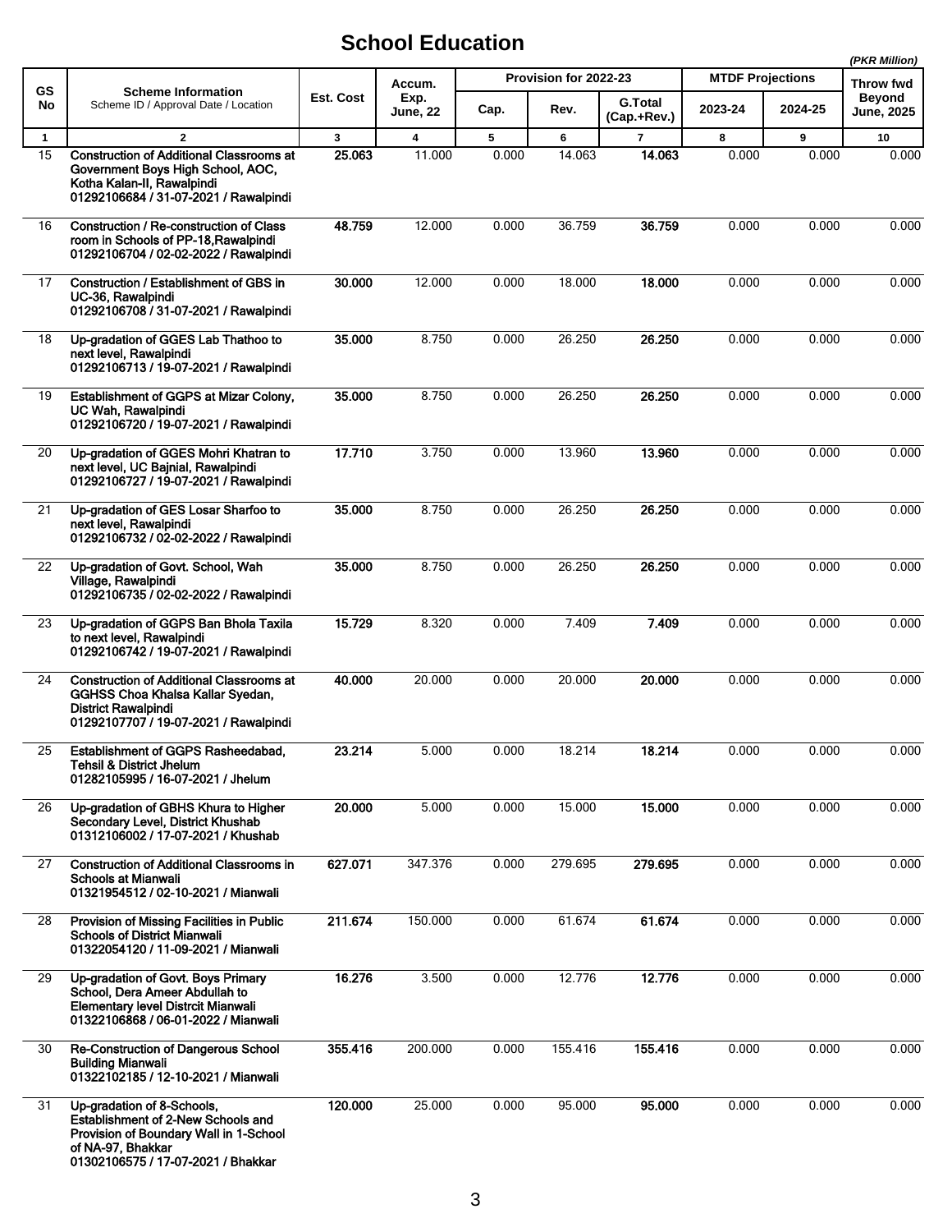# School Education

*(PKR Million)*

| GS No | Scheme Information<br>Scheme ID / Approval Date / Location | Est. Cost | Accum. Exp. June, 22 | Provision for 2022-23 | | | MTDF Projections | | Throw fwd Beyond June, 2025 |
|---|---|---|---|---|---|---|---|---|---|
| | | | | Cap. | Rev. | G.Total (Cap.+Rev.) | 2023-24 | 2024-25 | |
| 1 | 2 | 3 | 4 | 5 | 6 | 7 | 8 | 9 | 10 |
| 15 | **Construction of Additional Classrooms at Government Boys High School, AOC, Kotha Kalan-II, Rawalpindi**<br>**01292106684 / 31-07-2021 / Rawalpindi** | **25.063** | 11.000 | 0.000 | 14.063 | **14.063** | 0.000 | 0.000 | 0.000 |
| 16 | **Construction / Re-construction of Class room in Schools of PP-18,Rawalpindi**<br>**01292106704 / 02-02-2022 / Rawalpindi** | **48.759** | 12.000 | 0.000 | 36.759 | **36.759** | 0.000 | 0.000 | 0.000 |
| 17 | **Construction / Establishment of GBS in UC-36, Rawalpindi**<br>**01292106708 / 31-07-2021 / Rawalpindi** | **30.000** | 12.000 | 0.000 | 18.000 | **18.000** | 0.000 | 0.000 | 0.000 |
| 18 | **Up-gradation of GGES Lab Thathoo to next level, Rawalpindi**<br>**01292106713 / 19-07-2021 / Rawalpindi** | **35.000** | 8.750 | 0.000 | 26.250 | **26.250** | 0.000 | 0.000 | 0.000 |
| 19 | **Establishment of GGPS at Mizar Colony, UC Wah, Rawalpindi**<br>**01292106720 / 19-07-2021 / Rawalpindi** | **35.000** | 8.750 | 0.000 | 26.250 | **26.250** | 0.000 | 0.000 | 0.000 |
| 20 | **Up-gradation of GGES Mohri Khatran to next level, UC Bajnial, Rawalpindi**<br>**01292106727 / 19-07-2021 / Rawalpindi** | **17.710** | 3.750 | 0.000 | 13.960 | **13.960** | 0.000 | 0.000 | 0.000 |
| 21 | **Up-gradation of GES Losar Sharfoo to next level, Rawalpindi**<br>**01292106732 / 02-02-2022 / Rawalpindi** | **35.000** | 8.750 | 0.000 | 26.250 | **26.250** | 0.000 | 0.000 | 0.000 |
| 22 | **Up-gradation of Govt. School, Wah Village, Rawalpindi**<br>**01292106735 / 02-02-2022 / Rawalpindi** | **35.000** | 8.750 | 0.000 | 26.250 | **26.250** | 0.000 | 0.000 | 0.000 |
| 23 | **Up-gradation of GGPS Ban Bhola Taxila to next level, Rawalpindi**<br>**01292106742 / 19-07-2021 / Rawalpindi** | **15.729** | 8.320 | 0.000 | 7.409 | **7.409** | 0.000 | 0.000 | 0.000 |
| 24 | **Construction of Additional Classrooms at GGHSS Choa Khalsa Kallar Syedan, District Rawalpindi**<br>**01292107707 / 19-07-2021 / Rawalpindi** | **40.000** | 20.000 | 0.000 | 20.000 | **20.000** | 0.000 | 0.000 | 0.000 |
| 25 | **Establishment of GGPS Rasheedabad, Tehsil & District Jhelum**<br>**01282105995 / 16-07-2021 / Jhelum** | **23.214** | 5.000 | 0.000 | 18.214 | **18.214** | 0.000 | 0.000 | 0.000 |
| 26 | **Up-gradation of GBHS Khura to Higher Secondary Level, District Khushab**<br>**01312106002 / 17-07-2021 / Khushab** | **20.000** | 5.000 | 0.000 | 15.000 | **15.000** | 0.000 | 0.000 | 0.000 |
| 27 | **Construction of Additional Classrooms in Schools at Mianwali**<br>**01321954512 / 02-10-2021 / Mianwali** | **627.071** | 347.376 | 0.000 | 279.695 | **279.695** | 0.000 | 0.000 | 0.000 |
| 28 | **Provision of Missing Facilities in Public Schools of District Mianwali**<br>**01322054120 / 11-09-2021 / Mianwali** | **211.674** | 150.000 | 0.000 | 61.674 | **61.674** | 0.000 | 0.000 | 0.000 |
| 29 | **Up-gradation of Govt. Boys Primary School, Dera Ameer Abdullah to Elementary level Distrcit Mianwali**<br>**01322106868 / 06-01-2022 / Mianwali** | **16.276** | 3.500 | 0.000 | 12.776 | **12.776** | 0.000 | 0.000 | 0.000 |
| 30 | **Re-Construction of Dangerous School Building Mianwali**<br>**01322102185 / 12-10-2021 / Mianwali** | **355.416** | 200.000 | 0.000 | 155.416 | **155.416** | 0.000 | 0.000 | 0.000 |
| 31 | **Up-gradation of 8-Schools, Establishment of 2-New Schools and Provision of Boundary Wall in 1-School of NA-97, Bhakkar**<br>**01302106575 / 17-07-2021 / Bhakkar** | **120.000** | 25.000 | 0.000 | 95.000 | **95.000** | 0.000 | 0.000 | 0.000 |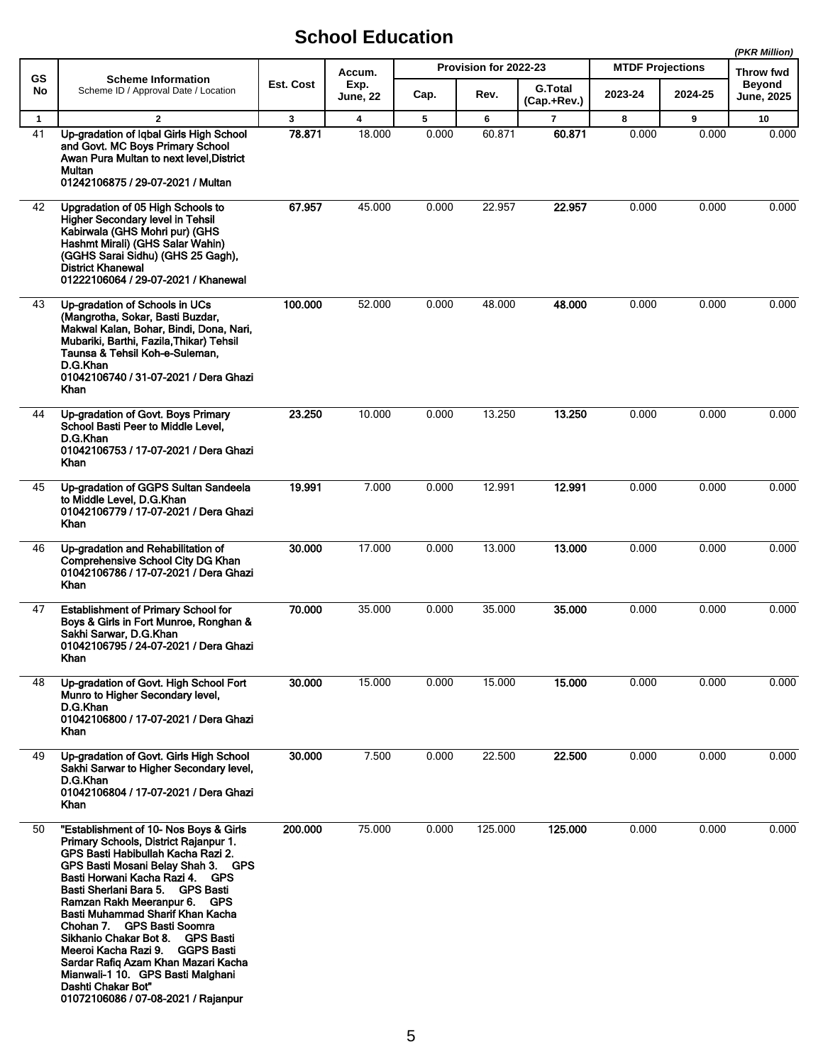# School Education

*(PKR Million)*

| GS No | Scheme Information<br>Scheme ID / Approval Date / Location | Est. Cost | Accum. Exp. June, 22 | Provision for 2022-23 | | | MTDF Projections | | Throw fwd Beyond June, 2025 |
|---|---|---|---|---|---|---|---|---|---|
| | | | | Cap. | Rev. | G.Total (Cap.+Rev.) | 2023-24 | 2024-25 | |
| 1 | 2 | 3 | 4 | 5 | 6 | 7 | 8 | 9 | 10 |
| 41 | **Up-gradation of Iqbal Girls High School and Govt. MC Boys Primary School Awan Pura Multan to next level,District Multan**<br>**01242106875 / 29-07-2021 / Multan** | **78.871** | 18.000 | 0.000 | 60.871 | **60.871** | 0.000 | 0.000 | 0.000 |
| 42 | **Upgradation of 05 High Schools to Higher Secondary level in Tehsil Kabirwala (GHS Mohri pur) (GHS Hashmt Mirali) (GHS Salar Wahin) (GGHS Sarai Sidhu) (GHS 25 Gagh), District Khanewal**<br>**01222106064 / 29-07-2021 / Khanewal** | **67.957** | 45.000 | 0.000 | 22.957 | **22.957** | 0.000 | 0.000 | 0.000 |
| 43 | **Up-gradation of Schools in UCs (Mangrotha, Sokar, Basti Buzdar, Makwal Kalan, Bohar, Bindi, Dona, Nari, Mubariki, Barthi, Fazila,Thikar) Tehsil Taunsa & Tehsil Koh-e-Suleman, D.G.Khan**<br>**01042106740 / 31-07-2021 / Dera Ghazi Khan** | **100.000** | 52.000 | 0.000 | 48.000 | **48.000** | 0.000 | 0.000 | 0.000 |
| 44 | **Up-gradation of Govt. Boys Primary School Basti Peer to Middle Level, D.G.Khan**<br>**01042106753 / 17-07-2021 / Dera Ghazi Khan** | **23.250** | 10.000 | 0.000 | 13.250 | **13.250** | 0.000 | 0.000 | 0.000 |
| 45 | **Up-gradation of GGPS Sultan Sandeela to Middle Level, D.G.Khan**<br>**01042106779 / 17-07-2021 / Dera Ghazi Khan** | **19.991** | 7.000 | 0.000 | 12.991 | **12.991** | 0.000 | 0.000 | 0.000 |
| 46 | **Up-gradation and Rehabilitation of Comprehensive School City DG Khan**<br>**01042106786 / 17-07-2021 / Dera Ghazi Khan** | **30.000** | 17.000 | 0.000 | 13.000 | **13.000** | 0.000 | 0.000 | 0.000 |
| 47 | **Establishment of Primary School for Boys & Girls in Fort Munroe, Ronghan & Sakhi Sarwar, D.G.Khan**<br>**01042106795 / 24-07-2021 / Dera Ghazi Khan** | **70.000** | 35.000 | 0.000 | 35.000 | **35.000** | 0.000 | 0.000 | 0.000 |
| 48 | **Up-gradation of Govt. High School Fort Munro to Higher Secondary level, D.G.Khan**<br>**01042106800 / 17-07-2021 / Dera Ghazi Khan** | **30.000** | 15.000 | 0.000 | 15.000 | **15.000** | 0.000 | 0.000 | 0.000 |
| 49 | **Up-gradation of Govt. Girls High School Sakhi Sarwar to Higher Secondary level, D.G.Khan**<br>**01042106804 / 17-07-2021 / Dera Ghazi Khan** | **30.000** | 7.500 | 0.000 | 22.500 | **22.500** | 0.000 | 0.000 | 0.000 |
| 50 | **"Establishment of 10- Nos Boys & Girls Primary Schools, District Rajanpur 1. GPS Basti Habibullah Kacha Razi 2. GPS Basti Mosani Belay Shah 3. GPS Basti Horwani Kacha Razi 4. GPS Basti Sherlani Bara 5. GPS Basti Ramzan Rakh Meeranpur 6. GPS Basti Muhammad Sharif Khan Kacha Chohan 7. GPS Basti Soomra Sikhanio Chakar Bot 8. GPS Basti Meeroi Kacha Razi 9. GGPS Basti Sardar Rafiq Azam Khan Mazari Kacha Mianwali-1 10. GPS Basti Malghani Dashti Chakar Bot"**<br>**01072106086 / 07-08-2021 / Rajanpur** | **200.000** | 75.000 | 0.000 | 125.000 | **125.000** | 0.000 | 0.000 | 0.000 |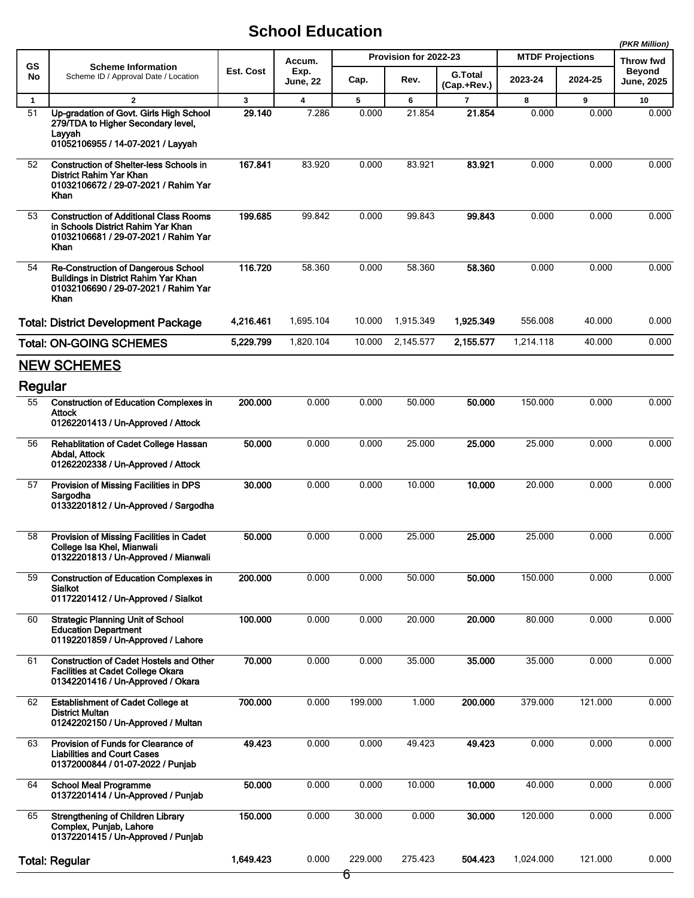# School Education

*(PKR Million)*

| GS No | Scheme Information<br>Scheme ID / Approval Date / Location | Est. Cost | Accum. Exp. June, 22 | Provision for 2022-23 | | | MTDF Projections | | Throw fwd Beyond June, 2025 |
|---|---|---|---|---|---|---|---|---|---|
| | | | | Cap. | Rev. | G.Total (Cap.+Rev.) | 2023-24 | 2024-25 | |
| 1 | 2 | 3 | 4 | 5 | 6 | 7 | 8 | 9 | 10 |
| 51 | **Up-gradation of Govt. Girls High School 279/TDA to Higher Secondary level, Layyah**<br>**01052106955 / 14-07-2021 / Layyah** | **29.140** | 7.286 | 0.000 | 21.854 | **21.854** | 0.000 | 0.000 | 0.000 |
| 52 | **Construction of Shelter-less Schools in District Rahim Yar Khan**<br>**01032106672 / 29-07-2021 / Rahim Yar Khan** | **167.841** | 83.920 | 0.000 | 83.921 | **83.921** | 0.000 | 0.000 | 0.000 |
| 53 | **Construction of Additional Class Rooms in Schools District Rahim Yar Khan**<br>**01032106681 / 29-07-2021 / Rahim Yar Khan** | **199.685** | 99.842 | 0.000 | 99.843 | **99.843** | 0.000 | 0.000 | 0.000 |
| 54 | **Re-Construction of Dangerous School Buildings in District Rahim Yar Khan**<br>**01032106690 / 29-07-2021 / Rahim Yar Khan** | **116.720** | 58.360 | 0.000 | 58.360 | **58.360** | 0.000 | 0.000 | 0.000 |
| | **Total: District Development Package** | **4,216.461** | 1,695.104 | 10.000 | 1,915.349 | **1,925.349** | 556.008 | 40.000 | 0.000 |
| | **Total: ON-GOING SCHEMES** | **5,229.799** | 1,820.104 | 10.000 | 2,145.577 | **2,155.577** | 1,214.118 | 40.000 | 0.000 |
| | **NEW SCHEMES** | | | | | | | | |
| | **Regular** | | | | | | | | |
| 55 | **Construction of Education Complexes in Attock**<br>**01262201413 / Un-Approved / Attock** | **200.000** | 0.000 | 0.000 | 50.000 | **50.000** | 150.000 | 0.000 | 0.000 |
| 56 | **Rehablitation of Cadet College Hassan Abdal, Attock**<br>**01262202338 / Un-Approved / Attock** | **50.000** | 0.000 | 0.000 | 25.000 | **25.000** | 25.000 | 0.000 | 0.000 |
| 57 | **Provision of Missing Facilities in DPS Sargodha**<br>**01332201812 / Un-Approved / Sargodha** | **30.000** | 0.000 | 0.000 | 10.000 | **10.000** | 20.000 | 0.000 | 0.000 |
| 58 | **Provision of Missing Facilities in Cadet College Isa Khel, Mianwali**<br>**01322201813 / Un-Approved / Mianwali** | **50.000** | 0.000 | 0.000 | 25.000 | **25.000** | 25.000 | 0.000 | 0.000 |
| 59 | **Construction of Education Complexes in Sialkot**<br>**01172201412 / Un-Approved / Sialkot** | **200.000** | 0.000 | 0.000 | 50.000 | **50.000** | 150.000 | 0.000 | 0.000 |
| 60 | **Strategic Planning Unit of School Education Department**<br>**01192201859 / Un-Approved / Lahore** | **100.000** | 0.000 | 0.000 | 20.000 | **20.000** | 80.000 | 0.000 | 0.000 |
| 61 | **Construction of Cadet Hostels and Other Facilities at Cadet College Okara**<br>**01342201416 / Un-Approved / Okara** | **70.000** | 0.000 | 0.000 | 35.000 | **35.000** | 35.000 | 0.000 | 0.000 |
| 62 | **Establishment of Cadet College at District Multan**<br>**01242202150 / Un-Approved / Multan** | **700.000** | 0.000 | 199.000 | 1.000 | **200.000** | 379.000 | 121.000 | 0.000 |
| 63 | **Provision of Funds for Clearance of Liabilities and Court Cases**<br>**01372000844 / 01-07-2022 / Punjab** | **49.423** | 0.000 | 0.000 | 49.423 | **49.423** | 0.000 | 0.000 | 0.000 |
| 64 | **School Meal Programme**<br>**01372201414 / Un-Approved / Punjab** | **50.000** | 0.000 | 0.000 | 10.000 | **10.000** | 40.000 | 0.000 | 0.000 |
| 65 | **Strengthening of Children Library Complex, Punjab, Lahore**<br>**01372201415 / Un-Approved / Punjab** | **150.000** | 0.000 | 30.000 | 0.000 | **30.000** | 120.000 | 0.000 | 0.000 |
| | **Total: Regular** | **1,649.423** | 0.000 | 229.000 | 275.423 | **504.423** | 1,024.000 | 121.000 | 0.000 |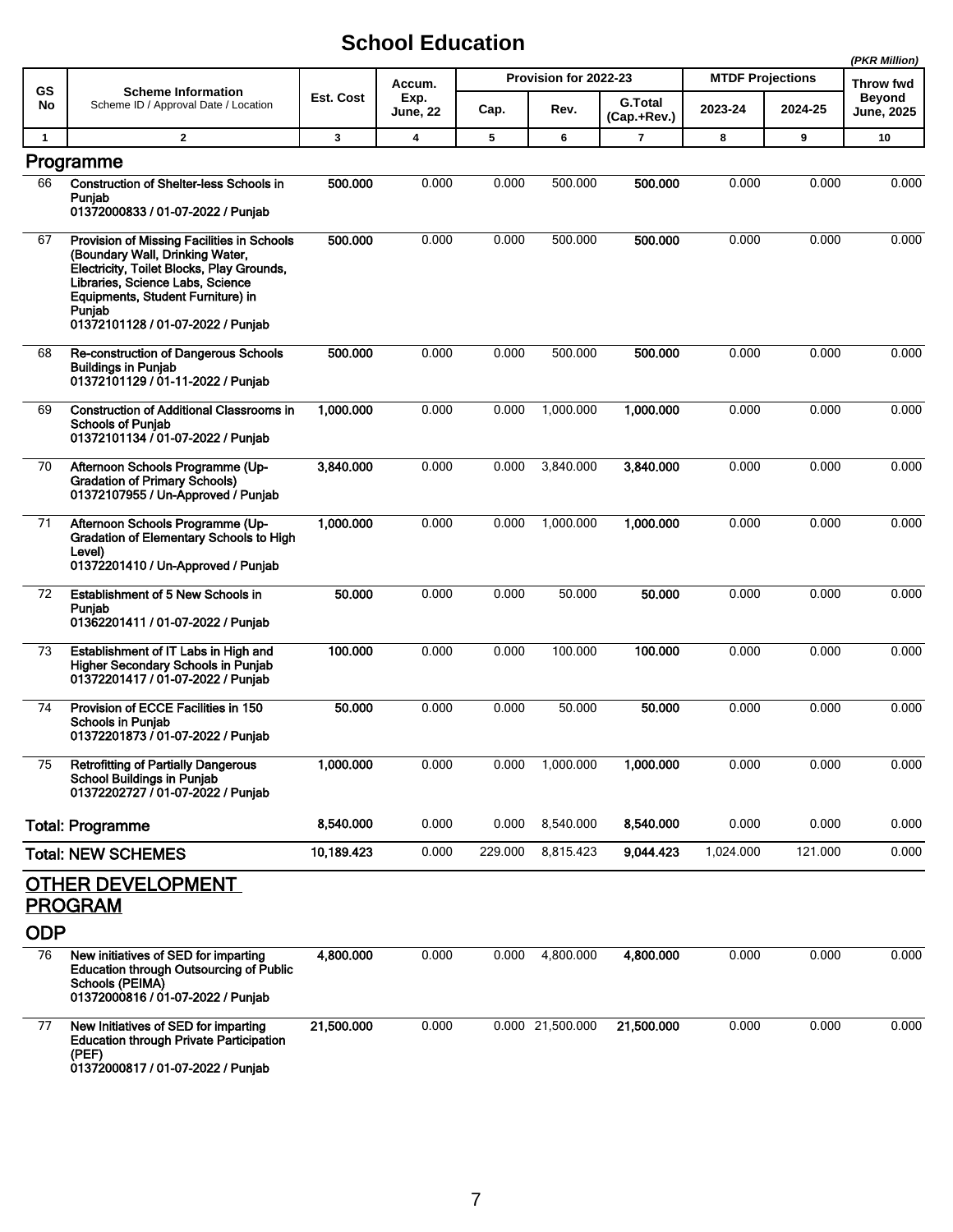# School Education

*(PKR Million)*

| GS No | Scheme Information<br>Scheme ID / Approval Date / Location | Est. Cost | Accum. Exp. June, 22 | Provision for 2022-23 | | | MTDF Projections | | Throw fwd Beyond June, 2025 |
|---|---|---|---|---|---|---|---|---|---|
| | | | | Cap. | Rev. | G.Total (Cap.+Rev.) | 2023-24 | 2024-25 | |
| 1 | 2 | 3 | 4 | 5 | 6 | 7 | 8 | 9 | 10 |
| **Programme** | | | | | | | | | |
| 66 | **Construction of Shelter-less Schools in Punjab**<br>**01372000833 / 01-07-2022 / Punjab** | **500.000** | 0.000 | 0.000 | 500.000 | **500.000** | 0.000 | 0.000 | 0.000 |
| 67 | **Provision of Missing Facilities in Schools (Boundary Wall, Drinking Water, Electricity, Toilet Blocks, Play Grounds, Libraries, Science Labs, Science Equipments, Student Furniture) in Punjab**<br>**01372101128 / 01-07-2022 / Punjab** | **500.000** | 0.000 | 0.000 | 500.000 | **500.000** | 0.000 | 0.000 | 0.000 |
| 68 | **Re-construction of Dangerous Schools Buildings in Punjab**<br>**01372101129 / 01-11-2022 / Punjab** | **500.000** | 0.000 | 0.000 | 500.000 | **500.000** | 0.000 | 0.000 | 0.000 |
| 69 | **Construction of Additional Classrooms in Schools of Punjab**<br>**01372101134 / 01-07-2022 / Punjab** | **1,000.000** | 0.000 | 0.000 | 1,000.000 | **1,000.000** | 0.000 | 0.000 | 0.000 |
| 70 | **Afternoon Schools Programme (Up-Gradation of Primary Schools)**<br>**01372107955 / Un-Approved / Punjab** | **3,840.000** | 0.000 | 0.000 | 3,840.000 | **3,840.000** | 0.000 | 0.000 | 0.000 |
| 71 | **Afternoon Schools Programme (Up-Gradation of Elementary Schools to High Level)**<br>**01372201410 / Un-Approved / Punjab** | **1,000.000** | 0.000 | 0.000 | 1,000.000 | **1,000.000** | 0.000 | 0.000 | 0.000 |
| 72 | **Establishment of 5 New Schools in Punjab**<br>**01362201411 / 01-07-2022 / Punjab** | **50.000** | 0.000 | 0.000 | 50.000 | **50.000** | 0.000 | 0.000 | 0.000 |
| 73 | **Establishment of IT Labs in High and Higher Secondary Schools in Punjab**<br>**01372201417 / 01-07-2022 / Punjab** | **100.000** | 0.000 | 0.000 | 100.000 | **100.000** | 0.000 | 0.000 | 0.000 |
| 74 | **Provision of ECCE Facilities in 150 Schools in Punjab**<br>**01372201873 / 01-07-2022 / Punjab** | **50.000** | 0.000 | 0.000 | 50.000 | **50.000** | 0.000 | 0.000 | 0.000 |
| 75 | **Retrofitting of Partially Dangerous School Buildings in Punjab**<br>**01372202727 / 01-07-2022 / Punjab** | **1,000.000** | 0.000 | 0.000 | 1,000.000 | **1,000.000** | 0.000 | 0.000 | 0.000 |
| **Total: Programme** | | **8,540.000** | 0.000 | 0.000 | 8,540.000 | **8,540.000** | 0.000 | 0.000 | 0.000 |
| **Total: NEW SCHEMES** | | **10,189.423** | 0.000 | 229.000 | 8,815.423 | **9,044.423** | 1,024.000 | 121.000 | 0.000 |
| **OTHER DEVELOPMENT PROGRAM** | | | | | | | | | |
| **ODP** | | | | | | | | | |
| 76 | **New initiatives of SED for imparting Education through Outsourcing of Public Schools (PEIMA)**<br>**01372000816 / 01-07-2022 / Punjab** | **4,800.000** | 0.000 | 0.000 | 4,800.000 | **4,800.000** | 0.000 | 0.000 | 0.000 |
| 77 | **New Initiatives of SED for imparting Education through Private Participation (PEF)**<br>**01372000817 / 01-07-2022 / Punjab** | **21,500.000** | 0.000 | 0.000 | 21,500.000 | **21,500.000** | 0.000 | 0.000 | 0.000 |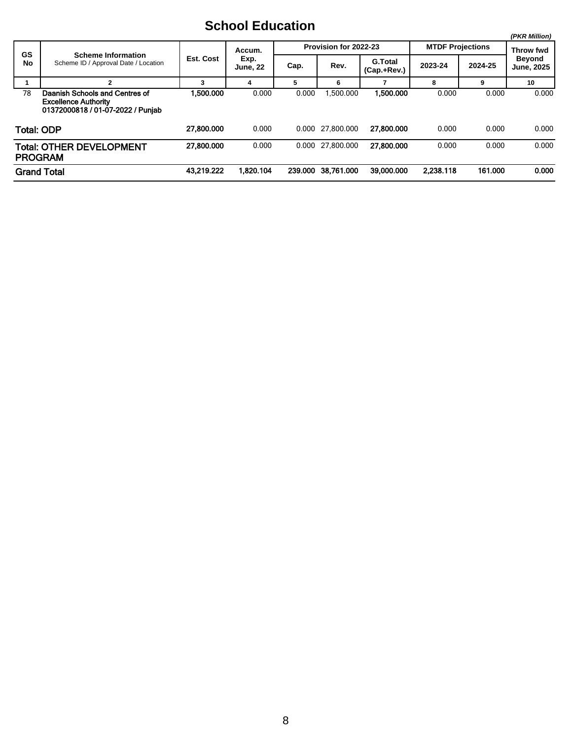# School Education

*(PKR Million)*

| GS No | Scheme Information<br>Scheme ID / Approval Date / Location | Est. Cost | Accum. Exp. June, 22 | Provision for 2022-23 | | | MTDF Projections | | Throw fwd Beyond June, 2025 |
|---|---|---|---|---|---|---|---|---|---|
| | | | | Cap. | Rev. | G.Total (Cap.+Rev.) | 2023-24 | 2024-25 | |
| 1 | 2 | 3 | 4 | 5 | 6 | 7 | 8 | 9 | 10 |
| 78 | **Daanish Schools and Centres of Excellence Authority**<br>**01372000818 / 01-07-2022 / Punjab** | **1,500.000** | 0.000 | 0.000 | 1,500.000 | **1,500.000** | 0.000 | 0.000 | 0.000 |
| **Total: ODP** | | **27,800.000** | 0.000 | 0.000 | 27,800.000 | **27,800.000** | 0.000 | 0.000 | 0.000 |
| **Total: OTHER DEVELOPMENT PROGRAM** | | **27,800.000** | 0.000 | 0.000 | 27,800.000 | **27,800.000** | 0.000 | 0.000 | 0.000 |
| **Grand Total** | | **43,219.222** | **1,820.104** | **239.000** | **38,761.000** | **39,000.000** | **2,238.118** | **161.000** | **0.000** |